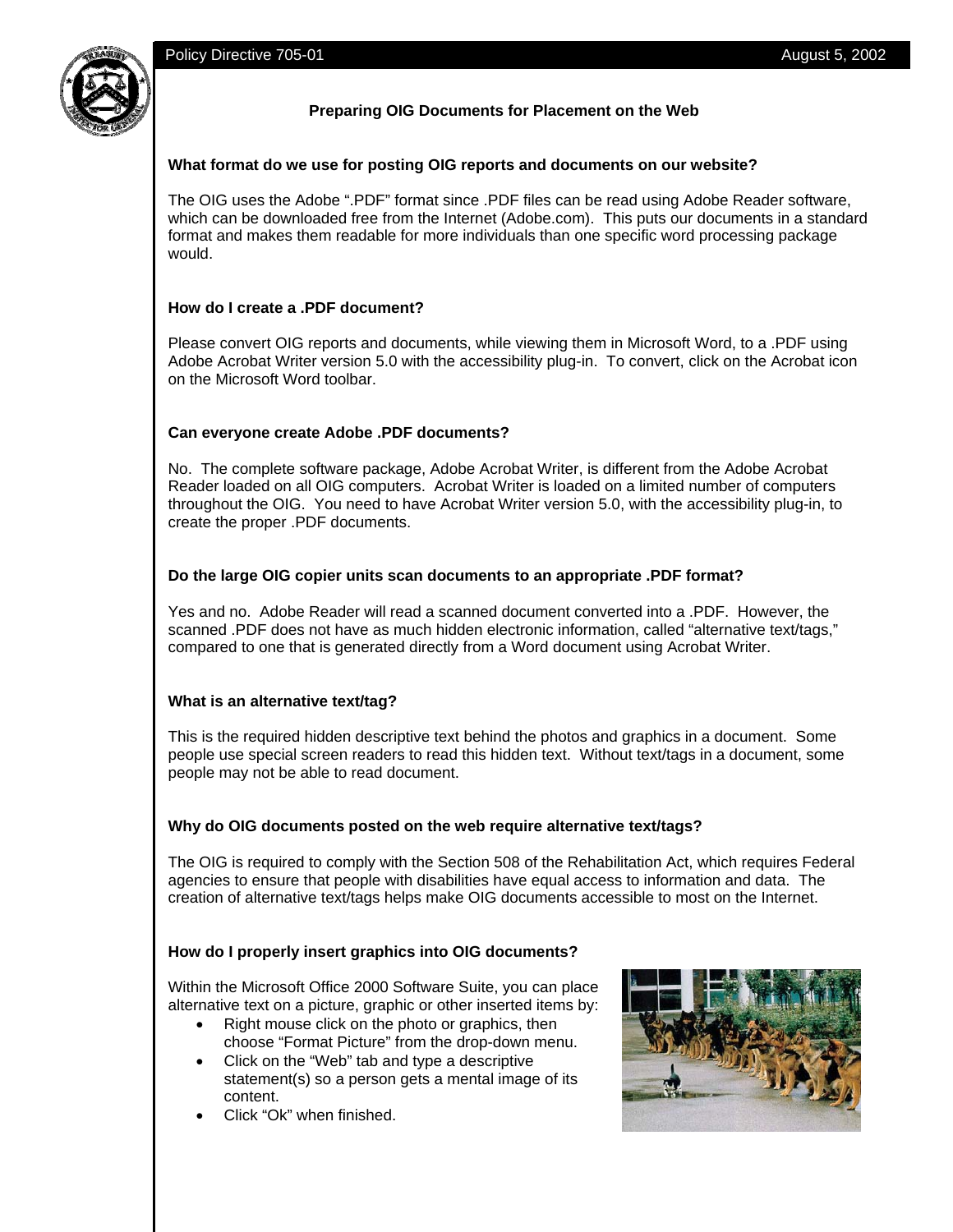Policy Directive 705-01 August 5, 2002

# Preparing OIG Documents for Placement on the Web

**What format do we use for posting OIG reports and documents on our website?**

The OIG uses the Adobe ".PDF" format since .PDF files can be read using Adobe Reader software, which can be downloaded free from the Internet (Adobe.com). This puts our documents in a standard format and makes them readable for more individuals than one specific word processing package would.

**How do I create a .PDF document?**

Please convert OIG reports and documents, while viewing them in Microsoft Word, to a .PDF using Adobe Acrobat Writer version 5.0 with the accessibility plug-in. To convert, click on the Acrobat icon on the Microsoft Word toolbar.

**Can everyone create Adobe .PDF documents?**

No. The complete software package, Adobe Acrobat Writer, is different from the Adobe Acrobat Reader loaded on all OIG computers. Acrobat Writer is loaded on a limited number of computers throughout the OIG. You need to have Acrobat Writer version 5.0, with the accessibility plug-in, to create the proper .PDF documents.

**Do the large OIG copier units scan documents to an appropriate .PDF format?**

Yes and no. Adobe Reader will read a scanned document converted into a .PDF. However, the scanned .PDF does not have as much hidden electronic information, called "alternative text/tags," compared to one that is generated directly from a Word document using Acrobat Writer.

**What is an alternative text/tag?**

This is the required hidden descriptive text behind the photos and graphics in a document. Some people use special screen readers to read this hidden text. Without text/tags in a document, some people may not be able to read document.

**Why do OIG documents posted on the web require alternative text/tags?**

The OIG is required to comply with the Section 508 of the Rehabilitation Act, which requires Federal agencies to ensure that people with disabilities have equal access to information and data. The creation of alternative text/tags helps make OIG documents accessible to most on the Internet.

**How do I properly insert graphics into OIG documents?**

Within the Microsoft Office 2000 Software Suite, you can place alternative text on a picture, graphic or other inserted items by:

- Right mouse click on the photo or graphics, then choose "Format Picture" from the drop-down menu.
- Click on the "Web" tab and type a descriptive statement(s) so a person gets a mental image of its content.
- Click "Ok" when finished.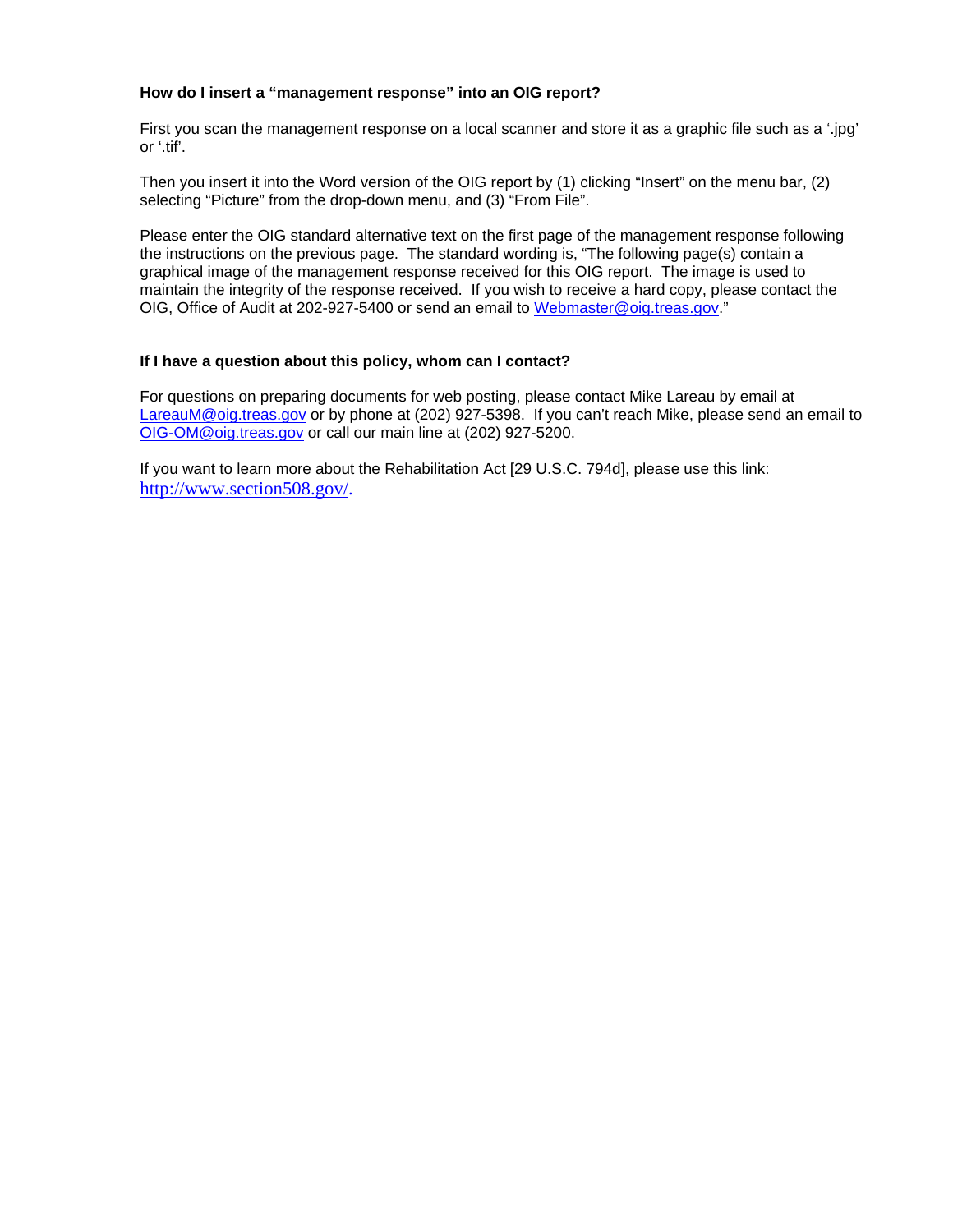**How do I insert a "management response" into an OIG report?**

First you scan the management response on a local scanner and store it as a graphic file such as a '.jpg' or '.tif'.

Then you insert it into the Word version of the OIG report by (1) clicking "Insert" on the menu bar, (2) selecting "Picture" from the drop-down menu, and (3) "From File".

Please enter the OIG standard alternative text on the first page of the management response following the instructions on the previous page. The standard wording is, "The following page(s) contain a graphical image of the management response received for this OIG report. The image is used to maintain the integrity of the response received. If you wish to receive a hard copy, please contact the OIG, Office of Audit at 202-927-5400 or send an email to Webmaster@oig.treas.gov."

**If I have a question about this policy, whom can I contact?**

For questions on preparing documents for web posting, please contact Mike Lareau by email at LareauM@oig.treas.gov or by phone at (202) 927-5398. If you can't reach Mike, please send an email to OIG-OM@oig.treas.gov or call our main line at (202) 927-5200.

If you want to learn more about the Rehabilitation Act [29 U.S.C. 794d], please use this link: http://www.section508.gov/.